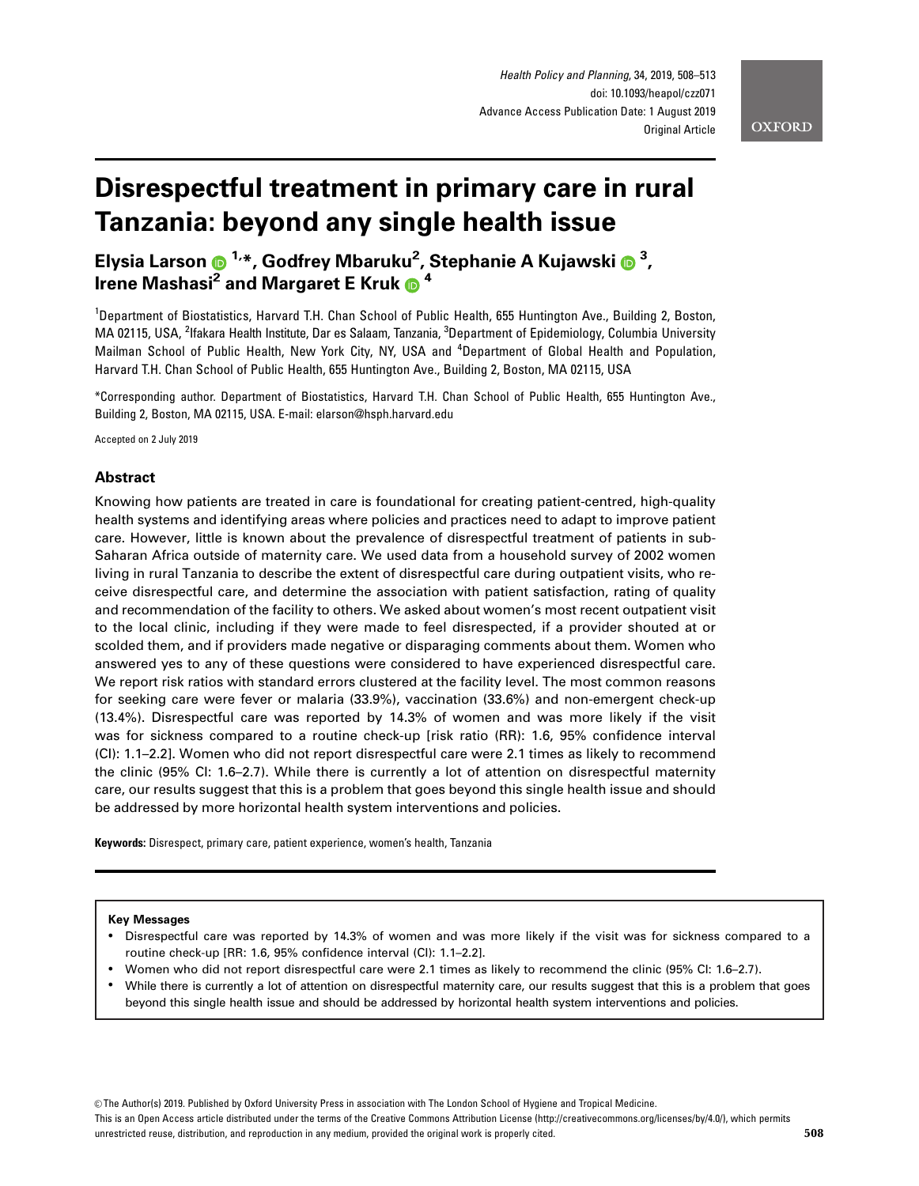# Disrespectful treatment in primary care in rural Tanzania: beyond any single health issue

**Elysia Larson [1,*], Godfrey Mbaruku [2], Stephanie A Kujawski [3], Irene Mashasi [2] and Margaret E Kruk [4]**

[1]Department of Biostatistics, Harvard T.H. Chan School of Public Health, 655 Huntington Ave., Building 2, Boston, MA 02115, USA, [2]Ifakara Health Institute, Dar es Salaam, Tanzania, [3]Department of Epidemiology, Columbia University Mailman School of Public Health, New York City, NY, USA and [4]Department of Global Health and Population, Harvard T.H. Chan School of Public Health, 655 Huntington Ave., Building 2, Boston, MA 02115, USA

*Corresponding author. Department of Biostatistics, Harvard T.H. Chan School of Public Health, 655 Huntington Ave., Building 2, Boston, MA 02115, USA. E-mail: elarson@hsph.harvard.edu

Accepted on 2 July 2019

## Abstract

Knowing how patients are treated in care is foundational for creating patient-centred, high-quality health systems and identifying areas where policies and practices need to adapt to improve patient care. However, little is known about the prevalence of disrespectful treatment of patients in sub-Saharan Africa outside of maternity care. We used data from a household survey of 2002 women living in rural Tanzania to describe the extent of disrespectful care during outpatient visits, who receive disrespectful care, and determine the association with patient satisfaction, rating of quality and recommendation of the facility to others. We asked about women's most recent outpatient visit to the local clinic, including if they were made to feel disrespected, if a provider shouted at or scolded them, and if providers made negative or disparaging comments about them. Women who answered yes to any of these questions were considered to have experienced disrespectful care. We report risk ratios with standard errors clustered at the facility level. The most common reasons for seeking care were fever or malaria (33.9%), vaccination (33.6%) and non-emergent check-up (13.4%). Disrespectful care was reported by 14.3% of women and was more likely if the visit was for sickness compared to a routine check-up [risk ratio (RR): 1.6, 95% confidence interval (CI): 1.1–2.2]. Women who did not report disrespectful care were 2.1 times as likely to recommend the clinic (95% CI: 1.6–2.7). While there is currently a lot of attention on disrespectful maternity care, our results suggest that this is a problem that goes beyond this single health issue and should be addressed by more horizontal health system interventions and policies.

**Keywords:** Disrespect, primary care, patient experience, women's health, Tanzania

**Key Messages**

- Disrespectful care was reported by 14.3% of women and was more likely if the visit was for sickness compared to a routine check-up [RR: 1.6, 95% confidence interval (CI): 1.1–2.2].
- Women who did not report disrespectful care were 2.1 times as likely to recommend the clinic (95% CI: 1.6–2.7).
- While there is currently a lot of attention on disrespectful maternity care, our results suggest that this is a problem that goes beyond this single health issue and should be addressed by horizontal health system interventions and policies.

© The Author(s) 2019. Published by Oxford University Press in association with The London School of Hygiene and Tropical Medicine.
This is an Open Access article distributed under the terms of the Creative Commons Attribution License (http://creativecommons.org/licenses/by/4.0/), which permits unrestricted reuse, distribution, and reproduction in any medium, provided the original work is properly cited.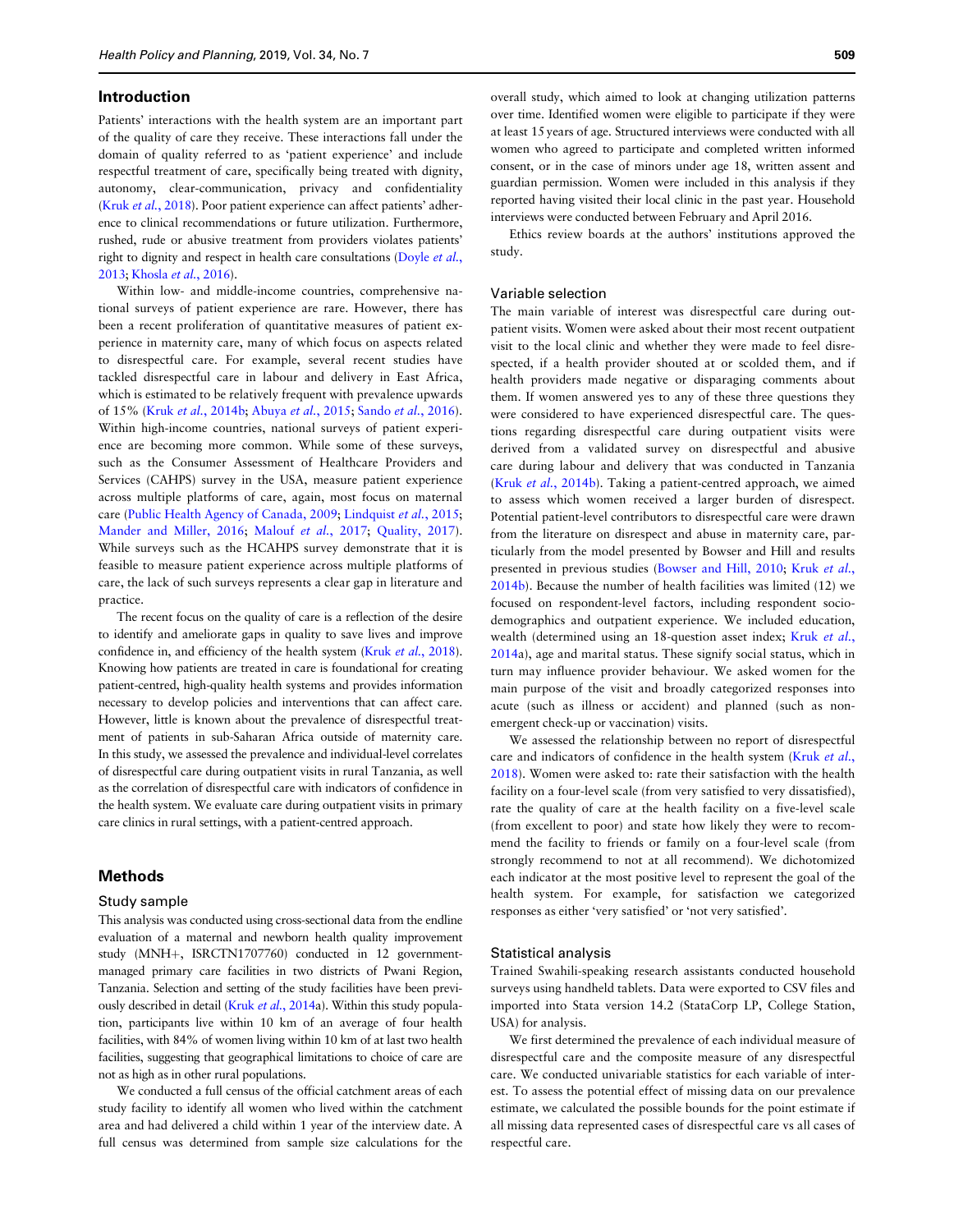## Introduction

Patients' interactions with the health system are an important part of the quality of care they receive. These interactions fall under the domain of quality referred to as 'patient experience' and include respectful treatment of care, specifically being treated with dignity, autonomy, clear-communication, privacy and confidentiality (Kruk *et al.*, 2018). Poor patient experience can affect patients' adherence to clinical recommendations or future utilization. Furthermore, rushed, rude or abusive treatment from providers violates patients' right to dignity and respect in health care consultations (Doyle *et al.*, 2013; Khosla *et al.*, 2016).

Within low- and middle-income countries, comprehensive national surveys of patient experience are rare. However, there has been a recent proliferation of quantitative measures of patient experience in maternity care, many of which focus on aspects related to disrespectful care. For example, several recent studies have tackled disrespectful care in labour and delivery in East Africa, which is estimated to be relatively frequent with prevalence upwards of 15% (Kruk *et al.*, 2014b; Abuya *et al.*, 2015; Sando *et al.*, 2016). Within high-income countries, national surveys of patient experience are becoming more common. While some of these surveys, such as the Consumer Assessment of Healthcare Providers and Services (CAHPS) survey in the USA, measure patient experience across multiple platforms of care, again, most focus on maternal care (Public Health Agency of Canada, 2009; Lindquist *et al.*, 2015; Mander and Miller, 2016; Malouf *et al.*, 2017; Quality, 2017). While surveys such as the HCAHPS survey demonstrate that it is feasible to measure patient experience across multiple platforms of care, the lack of such surveys represents a clear gap in literature and practice.

The recent focus on the quality of care is a reflection of the desire to identify and ameliorate gaps in quality to save lives and improve confidence in, and efficiency of the health system (Kruk *et al.*, 2018). Knowing how patients are treated in care is foundational for creating patient-centred, high-quality health systems and provides information necessary to develop policies and interventions that can affect care. However, little is known about the prevalence of disrespectful treatment of patients in sub-Saharan Africa outside of maternity care. In this study, we assessed the prevalence and individual-level correlates of disrespectful care during outpatient visits in rural Tanzania, as well as the correlation of disrespectful care with indicators of confidence in the health system. We evaluate care during outpatient visits in primary care clinics in rural settings, with a patient-centred approach.

## Methods

### Study sample

This analysis was conducted using cross-sectional data from the endline evaluation of a maternal and newborn health quality improvement study (MNH+, ISRCTN1707760) conducted in 12 government-managed primary care facilities in two districts of Pwani Region, Tanzania. Selection and setting of the study facilities have been previously described in detail (Kruk *et al.*, 2014a). Within this study population, participants live within 10 km of an average of four health facilities, with 84% of women living within 10 km of at last two health facilities, suggesting that geographical limitations to choice of care are not as high as in other rural populations.

We conducted a full census of the official catchment areas of each study facility to identify all women who lived within the catchment area and had delivered a child within 1 year of the interview date. A full census was determined from sample size calculations for the overall study, which aimed to look at changing utilization patterns over time. Identified women were eligible to participate if they were at least 15 years of age. Structured interviews were conducted with all women who agreed to participate and completed written informed consent, or in the case of minors under age 18, written assent and guardian permission. Women were included in this analysis if they reported having visited their local clinic in the past year. Household interviews were conducted between February and April 2016.

Ethics review boards at the authors' institutions approved the study.

### Variable selection

The main variable of interest was disrespectful care during outpatient visits. Women were asked about their most recent outpatient visit to the local clinic and whether they were made to feel disrespected, if a health provider shouted at or scolded them, and if health providers made negative or disparaging comments about them. If women answered yes to any of these three questions they were considered to have experienced disrespectful care. The questions regarding disrespectful care during outpatient visits were derived from a validated survey on disrespectful and abusive care during labour and delivery that was conducted in Tanzania (Kruk *et al.*, 2014b). Taking a patient-centred approach, we aimed to assess which women received a larger burden of disrespect. Potential patient-level contributors to disrespectful care were drawn from the literature on disrespect and abuse in maternity care, particularly from the model presented by Bowser and Hill and results presented in previous studies (Bowser and Hill, 2010; Kruk *et al.*, 2014b). Because the number of health facilities was limited (12) we focused on respondent-level factors, including respondent socio-demographics and outpatient experience. We included education, wealth (determined using an 18-question asset index; Kruk *et al.*, 2014a), age and marital status. These signify social status, which in turn may influence provider behaviour. We asked women for the main purpose of the visit and broadly categorized responses into acute (such as illness or accident) and planned (such as non-emergent check-up or vaccination) visits.

We assessed the relationship between no report of disrespectful care and indicators of confidence in the health system (Kruk *et al.*, 2018). Women were asked to: rate their satisfaction with the health facility on a four-level scale (from very satisfied to very dissatisfied), rate the quality of care at the health facility on a five-level scale (from excellent to poor) and state how likely they were to recommend the facility to friends or family on a four-level scale (from strongly recommend to not at all recommend). We dichotomized each indicator at the most positive level to represent the goal of the health system. For example, for satisfaction we categorized responses as either 'very satisfied' or 'not very satisfied'.

### Statistical analysis

Trained Swahili-speaking research assistants conducted household surveys using handheld tablets. Data were exported to CSV files and imported into Stata version 14.2 (StataCorp LP, College Station, USA) for analysis.

We first determined the prevalence of each individual measure of disrespectful care and the composite measure of any disrespectful care. We conducted univariable statistics for each variable of interest. To assess the potential effect of missing data on our prevalence estimate, we calculated the possible bounds for the point estimate if all missing data represented cases of disrespectful care vs all cases of respectful care.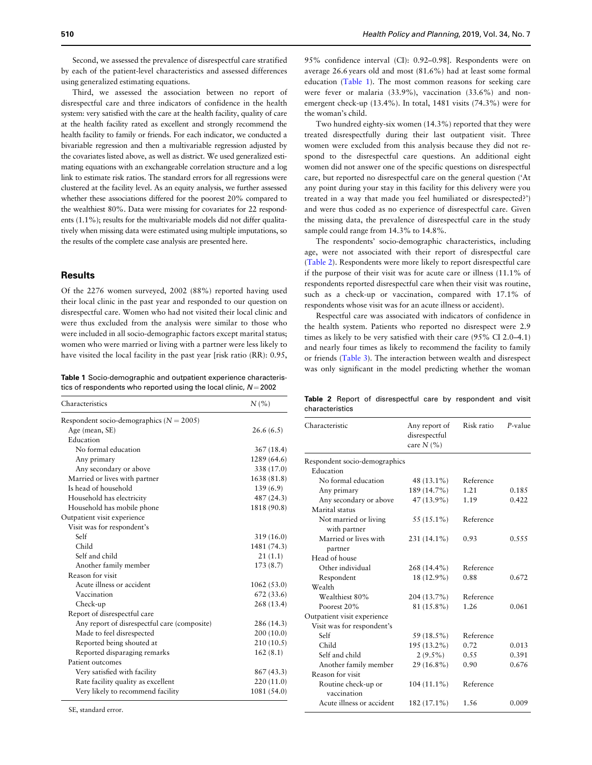Second, we assessed the prevalence of disrespectful care stratified by each of the patient-level characteristics and assessed differences using generalized estimating equations.

Third, we assessed the association between no report of disrespectful care and three indicators of confidence in the health system: very satisfied with the care at the health facility, quality of care at the health facility rated as excellent and strongly recommend the health facility to family or friends. For each indicator, we conducted a bivariable regression and then a multivariable regression adjusted by the covariates listed above, as well as district. We used generalized estimating equations with an exchangeable correlation structure and a log link to estimate risk ratios. The standard errors for all regressions were clustered at the facility level. As an equity analysis, we further assessed whether these associations differed for the poorest 20% compared to the wealthiest 80%. Data were missing for covariates for 22 respondents (1.1%); results for the multivariable models did not differ qualitatively when missing data were estimated using multiple imputations, so the results of the complete case analysis are presented here.

## Results

Of the 2276 women surveyed, 2002 (88%) reported having used their local clinic in the past year and responded to our question on disrespectful care. Women who had not visited their local clinic and were thus excluded from the analysis were similar to those who were included in all socio-demographic factors except marital status; women who were married or living with a partner were less likely to have visited the local facility in the past year [risk ratio (RR): 0.95, 95% confidence interval (CI): 0.92–0.98]. Respondents were on average 26.6 years old and most (81.6%) had at least some formal education (Table 1). The most common reasons for seeking care were fever or malaria (33.9%), vaccination (33.6%) and non-emergent check-up (13.4%). In total, 1481 visits (74.3%) were for the woman's child.

Two hundred eighty-six women (14.3%) reported that they were treated disrespectfully during their last outpatient visit. Three women were excluded from this analysis because they did not respond to the disrespectful care questions. An additional eight women did not answer one of the specific questions on disrespectful care, but reported no disrespectful care on the general question ('At any point during your stay in this facility for this delivery were you treated in a way that made you feel humiliated or disrespected?') and were thus coded as no experience of disrespectful care. Given the missing data, the prevalence of disrespectful care in the study sample could range from 14.3% to 14.8%.

The respondents' socio-demographic characteristics, including age, were not associated with their report of disrespectful care (Table 2). Respondents were more likely to report disrespectful care if the purpose of their visit was for acute care or illness (11.1% of respondents reported disrespectful care when their visit was routine, such as a check-up or vaccination, compared with 17.1% of respondents whose visit was for an acute illness or accident).

Respectful care was associated with indicators of confidence in the health system. Patients who reported no disrespect were 2.9 times as likely to be very satisfied with their care (95% CI 2.0–4.1) and nearly four times as likely to recommend the facility to family or friends (Table 3). The interaction between wealth and disrespect was only significant in the model predicting whether the woman

**Table 1** Socio-demographic and outpatient experience characteristics of respondents who reported using the local clinic, $N = 2002$

| Characteristics | N (%) |
|---|---|
| Respondent socio-demographics ($N = 2005$) | |
| Age (mean, SE) | 26.6 (6.5) |
| Education | |
| No formal education | 367 (18.4) |
| Any primary | 1289 (64.6) |
| Any secondary or above | 338 (17.0) |
| Married or lives with partner | 1638 (81.8) |
| Is head of household | 139 (6.9) |
| Household has electricity | 487 (24.3) |
| Household has mobile phone | 1818 (90.8) |
| Outpatient visit experience | |
| Visit was for respondent's | |
| Self | 319 (16.0) |
| Child | 1481 (74.3) |
| Self and child | 21 (1.1) |
| Another family member | 173 (8.7) |
| Reason for visit | |
| Acute illness or accident | 1062 (53.0) |
| Vaccination | 672 (33.6) |
| Check-up | 268 (13.4) |
| Report of disrespectful care | |
| Any report of disrespectful care (composite) | 286 (14.3) |
| Made to feel disrespected | 200 (10.0) |
| Reported being shouted at | 210 (10.5) |
| Reported disparaging remarks | 162 (8.1) |
| Patient outcomes | |
| Very satisfied with facility | 867 (43.3) |
| Rate facility quality as excellent | 220 (11.0) |
| Very likely to recommend facility | 1081 (54.0) |

SE, standard error.

**Table 2** Report of disrespectful care by respondent and visit characteristics

| Characteristic | Any report of disrespectful care N (%) | Risk ratio | P-value |
|---|---|---|---|
| Respondent socio-demographics | | | |
| Education | | | |
| No formal education | 48 (13.1%) | Reference | |
| Any primary | 189 (14.7%) | 1.21 | 0.185 |
| Any secondary or above | 47 (13.9%) | 1.19 | 0.422 |
| Marital status | | | |
| Not married or living with partner | 55 (15.1%) | Reference | |
| Married or lives with partner | 231 (14.1%) | 0.93 | 0.555 |
| Head of house | | | |
| Other individual | 268 (14.4%) | Reference | |
| Respondent | 18 (12.9%) | 0.88 | 0.672 |
| Wealth | | | |
| Wealthiest 80% | 204 (13.7%) | Reference | |
| Poorest 20% | 81 (15.8%) | 1.26 | 0.061 |
| Outpatient visit experience | | | |
| Visit was for respondent's | | | |
| Self | 59 (18.5%) | Reference | |
| Child | 195 (13.2%) | 0.72 | 0.013 |
| Self and child | 2 (9.5%) | 0.55 | 0.391 |
| Another family member | 29 (16.8%) | 0.90 | 0.676 |
| Reason for visit | | | |
| Routine check-up or vaccination | 104 (11.1%) | Reference | |
| Acute illness or accident | 182 (17.1%) | 1.56 | 0.009 |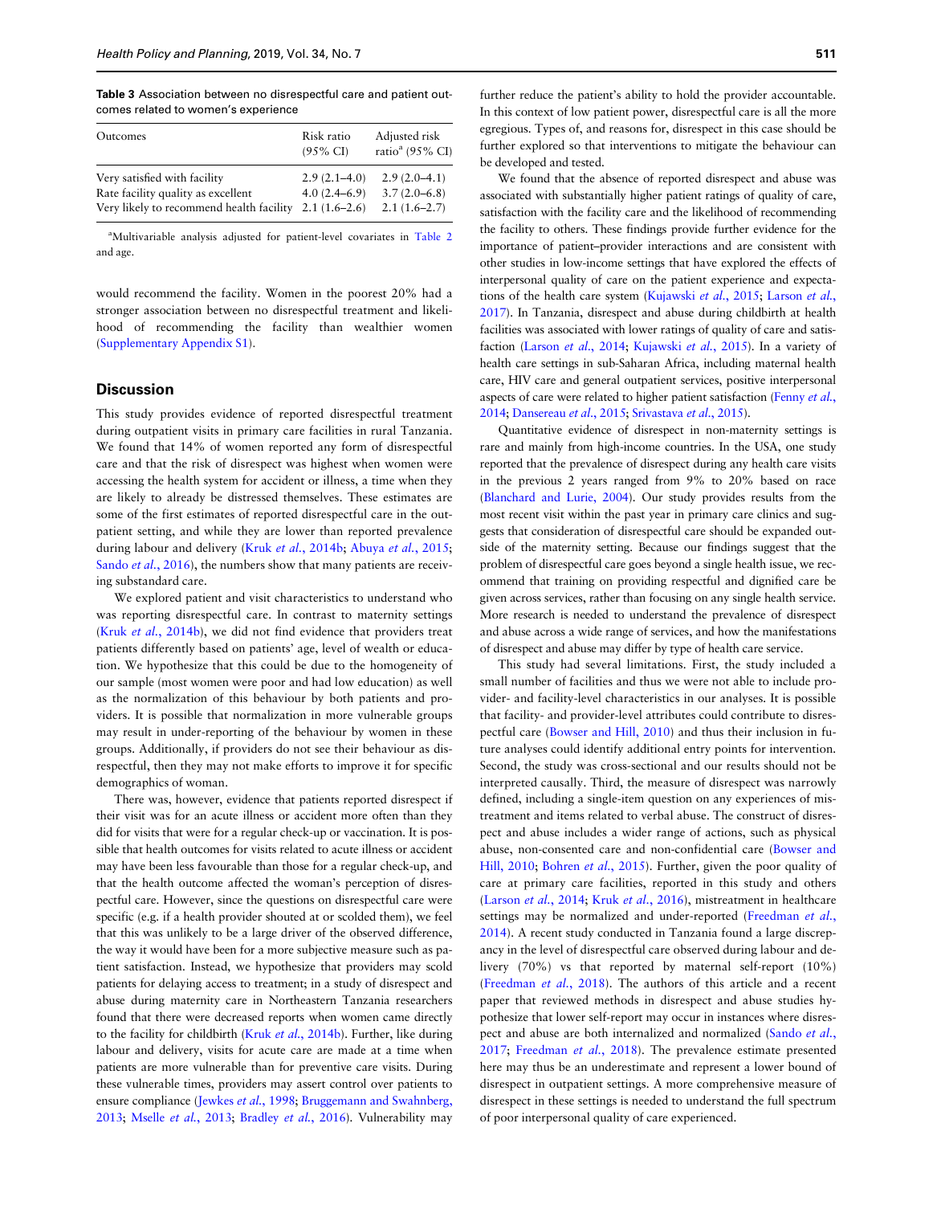**Table 3** Association between no disrespectful care and patient outcomes related to women's experience

| Outcomes | Risk ratio (95% CI) | Adjusted risk ratio[a] (95% CI) |
|---|---|---|
| Very satisfied with facility | 2.9 (2.1–4.0) | 2.9 (2.0–4.1) |
| Rate facility quality as excellent | 4.0 (2.4–6.9) | 3.7 (2.0–6.8) |
| Very likely to recommend health facility | 2.1 (1.6–2.6) | 2.1 (1.6–2.7) |

[a]Multivariable analysis adjusted for patient-level covariates in Table 2 and age.

would recommend the facility. Women in the poorest 20% had a stronger association between no disrespectful treatment and likelihood of recommending the facility than wealthier women (Supplementary Appendix S1).

## Discussion

This study provides evidence of reported disrespectful treatment during outpatient visits in primary care facilities in rural Tanzania. We found that 14% of women reported any form of disrespectful care and that the risk of disrespect was highest when women were accessing the health system for accident or illness, a time when they are likely to already be distressed themselves. These estimates are some of the first estimates of reported disrespectful care in the outpatient setting, and while they are lower than reported prevalence during labour and delivery (Kruk *et al.*, 2014b; Abuya *et al.*, 2015; Sando *et al.*, 2016), the numbers show that many patients are receiving substandard care.

We explored patient and visit characteristics to understand who was reporting disrespectful care. In contrast to maternity settings (Kruk *et al.*, 2014b), we did not find evidence that providers treat patients differently based on patients' age, level of wealth or education. We hypothesize that this could be due to the homogeneity of our sample (most women were poor and had low education) as well as the normalization of this behaviour by both patients and providers. It is possible that normalization in more vulnerable groups may result in under-reporting of the behaviour by women in these groups. Additionally, if providers do not see their behaviour as disrespectful, then they may not make efforts to improve it for specific demographics of woman.

There was, however, evidence that patients reported disrespect if their visit was for an acute illness or accident more often than they did for visits that were for a regular check-up or vaccination. It is possible that health outcomes for visits related to acute illness or accident may have been less favourable than those for a regular check-up, and that the health outcome affected the woman's perception of disrespectful care. However, since the questions on disrespectful care were specific (e.g. if a health provider shouted at or scolded them), we feel that this was unlikely to be a large driver of the observed difference, the way it would have been for a more subjective measure such as patient satisfaction. Instead, we hypothesize that providers may scold patients for delaying access to treatment; in a study of disrespect and abuse during maternity care in Northeastern Tanzania researchers found that there were decreased reports when women came directly to the facility for childbirth (Kruk *et al.*, 2014b). Further, like during labour and delivery, visits for acute care are made at a time when patients are more vulnerable than for preventive care visits. During these vulnerable times, providers may assert control over patients to ensure compliance (Jewkes *et al.*, 1998; Bruggemann and Swahnberg, 2013; Mselle *et al.*, 2013; Bradley *et al.*, 2016). Vulnerability may further reduce the patient's ability to hold the provider accountable. In this context of low patient power, disrespectful care is all the more egregious. Types of, and reasons for, disrespect in this case should be further explored so that interventions to mitigate the behaviour can be developed and tested.

We found that the absence of reported disrespect and abuse was associated with substantially higher patient ratings of quality of care, satisfaction with the facility care and the likelihood of recommending the facility to others. These findings provide further evidence for the importance of patient–provider interactions and are consistent with other studies in low-income settings that have explored the effects of interpersonal quality of care on the patient experience and expectations of the health care system (Kujawski *et al.*, 2015; Larson *et al.*, 2017). In Tanzania, disrespect and abuse during childbirth at health facilities was associated with lower ratings of quality of care and satisfaction (Larson *et al.*, 2014; Kujawski *et al.*, 2015). In a variety of health care settings in sub-Saharan Africa, including maternal health care, HIV care and general outpatient services, positive interpersonal aspects of care were related to higher patient satisfaction (Fenny *et al.*, 2014; Dansereau *et al.*, 2015; Srivastava *et al.*, 2015).

Quantitative evidence of disrespect in non-maternity settings is rare and mainly from high-income countries. In the USA, one study reported that the prevalence of disrespect during any health care visits in the previous 2 years ranged from 9% to 20% based on race (Blanchard and Lurie, 2004). Our study provides results from the most recent visit within the past year in primary care clinics and suggests that consideration of disrespectful care should be expanded outside of the maternity setting. Because our findings suggest that the problem of disrespectful care goes beyond a single health issue, we recommend that training on providing respectful and dignified care be given across services, rather than focusing on any single health service. More research is needed to understand the prevalence of disrespect and abuse across a wide range of services, and how the manifestations of disrespect and abuse may differ by type of health care service.

This study had several limitations. First, the study included a small number of facilities and thus we were not able to include provider- and facility-level characteristics in our analyses. It is possible that facility- and provider-level attributes could contribute to disrespectful care (Bowser and Hill, 2010) and thus their inclusion in future analyses could identify additional entry points for intervention. Second, the study was cross-sectional and our results should not be interpreted causally. Third, the measure of disrespect was narrowly defined, including a single-item question on any experiences of mistreatment and items related to verbal abuse. The construct of disrespect and abuse includes a wider range of actions, such as physical abuse, non-consented care and non-confidential care (Bowser and Hill, 2010; Bohren *et al.*, 2015). Further, given the poor quality of care at primary care facilities, reported in this study and others (Larson *et al.*, 2014; Kruk *et al.*, 2016), mistreatment in healthcare settings may be normalized and under-reported (Freedman *et al.*, 2014). A recent study conducted in Tanzania found a large discrepancy in the level of disrespectful care observed during labour and delivery (70%) vs that reported by maternal self-report (10%) (Freedman *et al.*, 2018). The authors of this article and a recent paper that reviewed methods in disrespect and abuse studies hypothesize that lower self-report may occur in instances where disrespect and abuse are both internalized and normalized (Sando *et al.*, 2017; Freedman *et al.*, 2018). The prevalence estimate presented here may thus be an underestimate and represent a lower bound of disrespect in outpatient settings. A more comprehensive measure of disrespect in these settings is needed to understand the full spectrum of poor interpersonal quality of care experienced.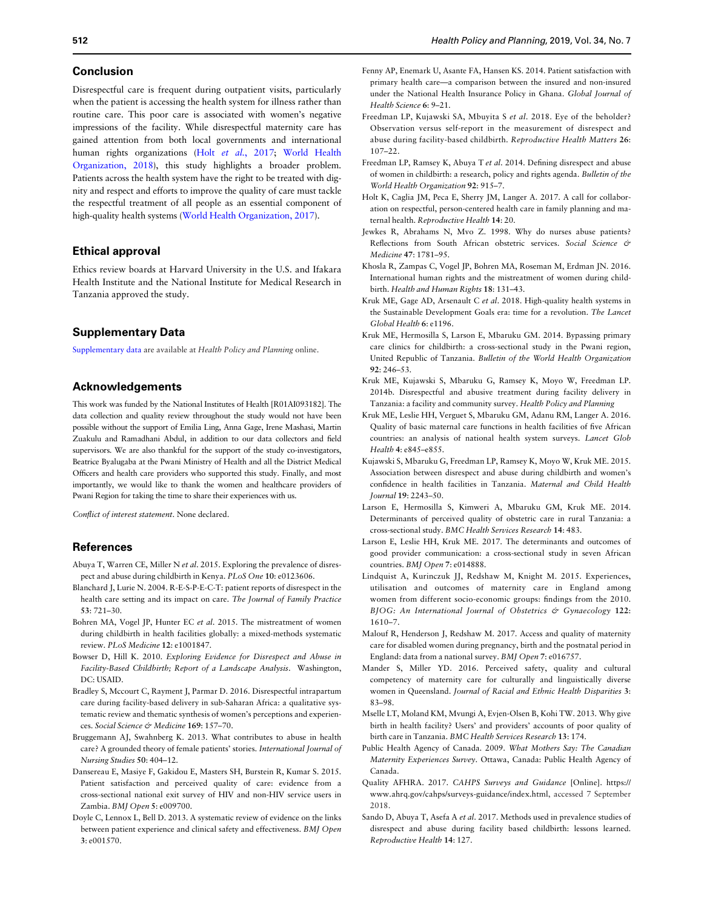## Conclusion

Disrespectful care is frequent during outpatient visits, particularly when the patient is accessing the health system for illness rather than routine care. This poor care is associated with women's negative impressions of the facility. While disrespectful maternity care has gained attention from both local governments and international human rights organizations (Holt *et al.*, 2017; World Health Organization, 2018), this study highlights a broader problem. Patients across the health system have the right to be treated with dignity and respect and efforts to improve the quality of care must tackle the respectful treatment of all people as an essential component of high-quality health systems (World Health Organization, 2017).

## Ethical approval

Ethics review boards at Harvard University in the U.S. and Ifakara Health Institute and the National Institute for Medical Research in Tanzania approved the study.

## Supplementary Data

Supplementary data are available at *Health Policy and Planning* online.

## Acknowledgements

This work was funded by the National Institutes of Health [R01AI093182]. The data collection and quality review throughout the study would not have been possible without the support of Emilia Ling, Anna Gage, Irene Mashasi, Martin Zuakulu and Ramadhani Abdul, in addition to our data collectors and field supervisors. We are also thankful for the support of the study co-investigators, Beatrice Byalugaba at the Pwani Ministry of Health and all the District Medical Officers and health care providers who supported this study. Finally, and most importantly, we would like to thank the women and healthcare providers of Pwani Region for taking the time to share their experiences with us.

*Conflict of interest statement*. None declared.

## References

Abuya T, Warren CE, Miller N *et al*. 2015. Exploring the prevalence of disrespect and abuse during childbirth in Kenya. *PLoS One* **10**: e0123606.

Blanchard J, Lurie N. 2004. R-E-S-P-E-C-T: patient reports of disrespect in the health care setting and its impact on care. *The Journal of Family Practice* **53**: 721–30.

Bohren MA, Vogel JP, Hunter EC *et al*. 2015. The mistreatment of women during childbirth in health facilities globally: a mixed-methods systematic review. *PLoS Medicine* **12**: e1001847.

Bowser D, Hill K. 2010. *Exploring Evidence for Disrespect and Abuse in Facility-Based Childbirth; Report of a Landscape Analysis*. Washington, DC: USAID.

Bradley S, Mccourt C, Rayment J, Parmar D. 2016. Disrespectful intrapartum care during facility-based delivery in sub-Saharan Africa: a qualitative systematic review and thematic synthesis of women's perceptions and experiences. *Social Science & Medicine* **169**: 157–70.

Bruggemann AJ, Swahnberg K. 2013. What contributes to abuse in health care? A grounded theory of female patients' stories. *International Journal of Nursing Studies* **50**: 404–12.

Dansereau E, Masiye F, Gakidou E, Masters SH, Burstein R, Kumar S. 2015. Patient satisfaction and perceived quality of care: evidence from a cross-sectional national exit survey of HIV and non-HIV service users in Zambia. *BMJ Open* **5**: e009700.

Doyle C, Lennox L, Bell D. 2013. A systematic review of evidence on the links between patient experience and clinical safety and effectiveness. *BMJ Open* **3**: e001570.

Fenny AP, Enemark U, Asante FA, Hansen KS. 2014. Patient satisfaction with primary health care—a comparison between the insured and non-insured under the National Health Insurance Policy in Ghana. *Global Journal of Health Science* **6**: 9–21.

Freedman LP, Kujawski SA, Mbuyita S *et al*. 2018. Eye of the beholder? Observation versus self-report in the measurement of disrespect and abuse during facility-based childbirth. *Reproductive Health Matters* **26**: 107–22.

Freedman LP, Ramsey K, Abuya T *et al*. 2014. Defining disrespect and abuse of women in childbirth: a research, policy and rights agenda. *Bulletin of the World Health Organization* **92**: 915–7.

Holt K, Caglia JM, Peca E, Sherry JM, Langer A. 2017. A call for collaboration on respectful, person-centered health care in family planning and maternal health. *Reproductive Health* **14**: 20.

Jewkes R, Abrahams N, Mvo Z. 1998. Why do nurses abuse patients? Reflections from South African obstetric services. *Social Science & Medicine* **47**: 1781–95.

Khosla R, Zampas C, Vogel JP, Bohren MA, Roseman M, Erdman JN. 2016. International human rights and the mistreatment of women during childbirth. *Health and Human Rights* **18**: 131–43.

Kruk ME, Gage AD, Arsenault C *et al*. 2018. High-quality health systems in the Sustainable Development Goals era: time for a revolution. *The Lancet Global Health* **6**: e1196.

Kruk ME, Hermosilla S, Larson E, Mbaruku GM. 2014. Bypassing primary care clinics for childbirth: a cross-sectional study in the Pwani region, United Republic of Tanzania. *Bulletin of the World Health Organization* **92**: 246–53.

Kruk ME, Kujawski S, Mbaruku G, Ramsey K, Moyo W, Freedman LP. 2014b. Disrespectful and abusive treatment during facility delivery in Tanzania: a facility and community survey. *Health Policy and Planning*

Kruk ME, Leslie HH, Verguet S, Mbaruku GM, Adanu RM, Langer A. 2016. Quality of basic maternal care functions in health facilities of five African countries: an analysis of national health system surveys. *Lancet Glob Health* **4**: e845–e855.

Kujawski S, Mbaruku G, Freedman LP, Ramsey K, Moyo W, Kruk ME. 2015. Association between disrespect and abuse during childbirth and women's confidence in health facilities in Tanzania. *Maternal and Child Health Journal* **19**: 2243–50.

Larson E, Hermosilla S, Kimweri A, Mbaruku GM, Kruk ME. 2014. Determinants of perceived quality of obstetric care in rural Tanzania: a cross-sectional study. *BMC Health Services Research* **14**: 483.

Larson E, Leslie HH, Kruk ME. 2017. The determinants and outcomes of good provider communication: a cross-sectional study in seven African countries. *BMJ Open* **7**: e014888.

Lindquist A, Kurinczuk JJ, Redshaw M, Knight M. 2015. Experiences, utilisation and outcomes of maternity care in England among women from different socio-economic groups: findings from the 2010. *BJOG: An International Journal of Obstetrics & Gynaecology* **122**: 1610–7.

Malouf R, Henderson J, Redshaw M. 2017. Access and quality of maternity care for disabled women during pregnancy, birth and the postnatal period in England: data from a national survey. *BMJ Open* **7**: e016757.

Mander S, Miller YD. 2016. Perceived safety, quality and cultural competency of maternity care for culturally and linguistically diverse women in Queensland. *Journal of Racial and Ethnic Health Disparities* **3**: 83–98.

Mselle LT, Moland KM, Mvungi A, Evjen-Olsen B, Kohi TW. 2013. Why give birth in health facility? Users' and providers' accounts of poor quality of birth care in Tanzania. *BMC Health Services Research* **13**: 174.

Public Health Agency of Canada. 2009. *What Mothers Say: The Canadian Maternity Experiences Survey*. Ottawa, Canada: Public Health Agency of Canada.

Quality AFHRA. 2017. *CAHPS Surveys and Guidance* [Online]. https://www.ahrq.gov/cahps/surveys-guidance/index.html, accessed 7 September 2018.

Sando D, Abuya T, Asefa A *et al*. 2017. Methods used in prevalence studies of disrespect and abuse during facility based childbirth: lessons learned. *Reproductive Health* **14**: 127.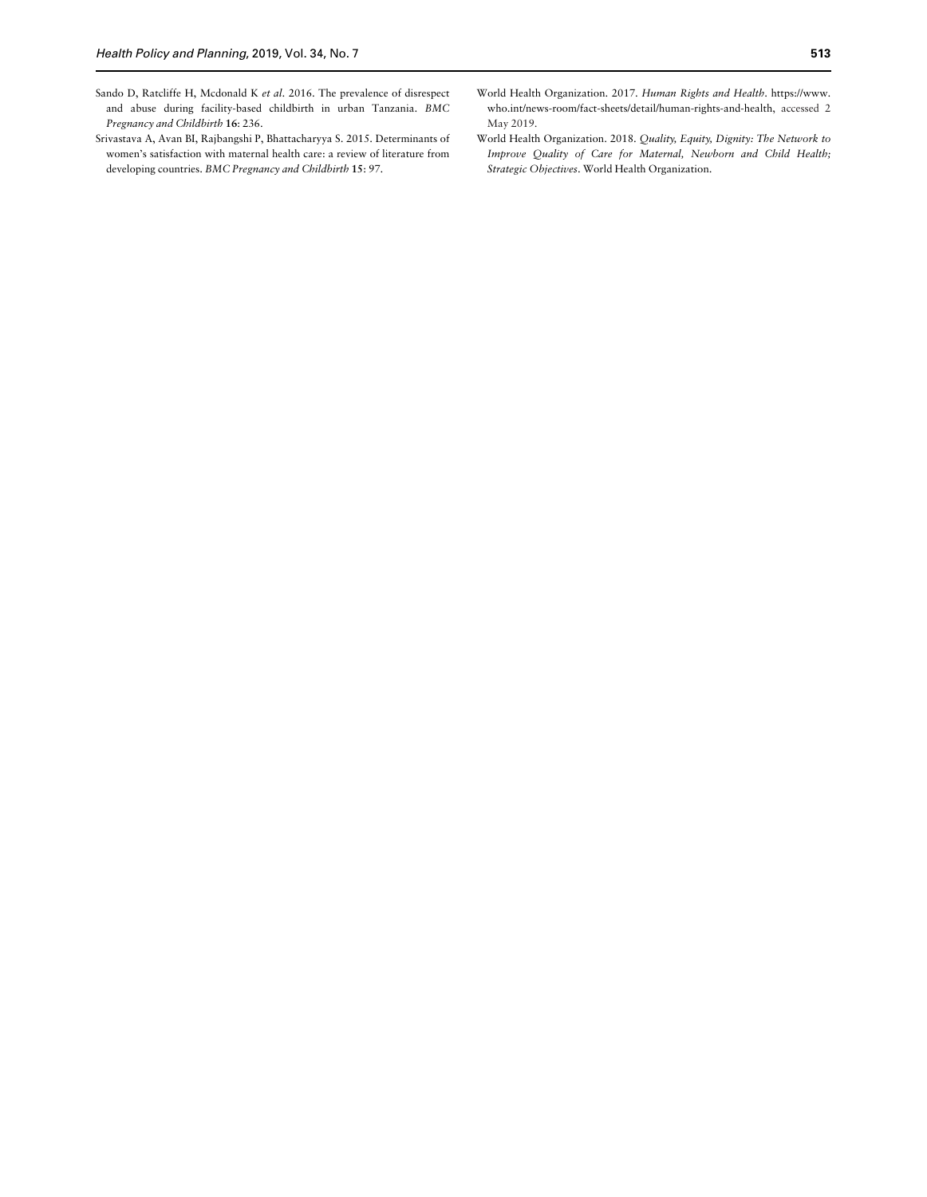Sando D, Ratcliffe H, Mcdonald K *et al.* 2016. The prevalence of disrespect and abuse during facility-based childbirth in urban Tanzania. *BMC Pregnancy and Childbirth* **16**: 236.

Srivastava A, Avan BI, Rajbangshi P, Bhattacharyya S. 2015. Determinants of women's satisfaction with maternal health care: a review of literature from developing countries. *BMC Pregnancy and Childbirth* **15**: 97.

World Health Organization. 2017. *Human Rights and Health*. https://www.who.int/news-room/fact-sheets/detail/human-rights-and-health, accessed 2 May 2019.

World Health Organization. 2018. *Quality, Equity, Dignity: The Network to Improve Quality of Care for Maternal, Newborn and Child Health; Strategic Objectives*. World Health Organization.